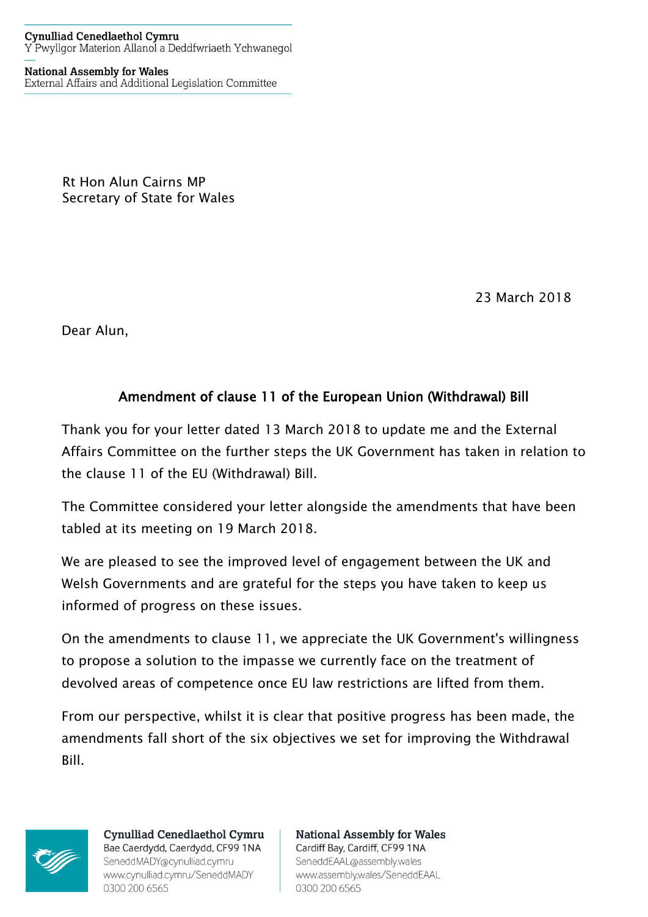**Cynulliad Cenedlaethol Cymru**
Y Pwyllgor Materion Allanol a Deddfwriaeth Ychwanegol

**National Assembly for Wales**
External Affairs and Additional Legislation Committee

Rt Hon Alun Cairns MP
Secretary of State for Wales

23 March 2018

Dear Alun,

## Amendment of clause 11 of the European Union (Withdrawal) Bill

Thank you for your letter dated 13 March 2018 to update me and the External Affairs Committee on the further steps the UK Government has taken in relation to the clause 11 of the EU (Withdrawal) Bill.

The Committee considered your letter alongside the amendments that have been tabled at its meeting on 19 March 2018.

We are pleased to see the improved level of engagement between the UK and Welsh Governments and are grateful for the steps you have taken to keep us informed of progress on these issues.

On the amendments to clause 11, we appreciate the UK Government's willingness to propose a solution to the impasse we currently face on the treatment of devolved areas of competence once EU law restrictions are lifted from them.

From our perspective, whilst it is clear that positive progress has been made, the amendments fall short of the six objectives we set for improving the Withdrawal Bill.

**Cynulliad Cenedlaethol Cymru**
Bae Caerdydd, Caerdydd, CF99 1NA
SeneddMADY@cynulliad.cymru
www.cynulliad.cymru/SeneddMADY
0300 200 6565

**National Assembly for Wales**
Cardiff Bay, Cardiff, CF99 1NA
SeneddEAAL@assembly.wales
www.assembly.wales/SeneddEAAL
0300 200 6565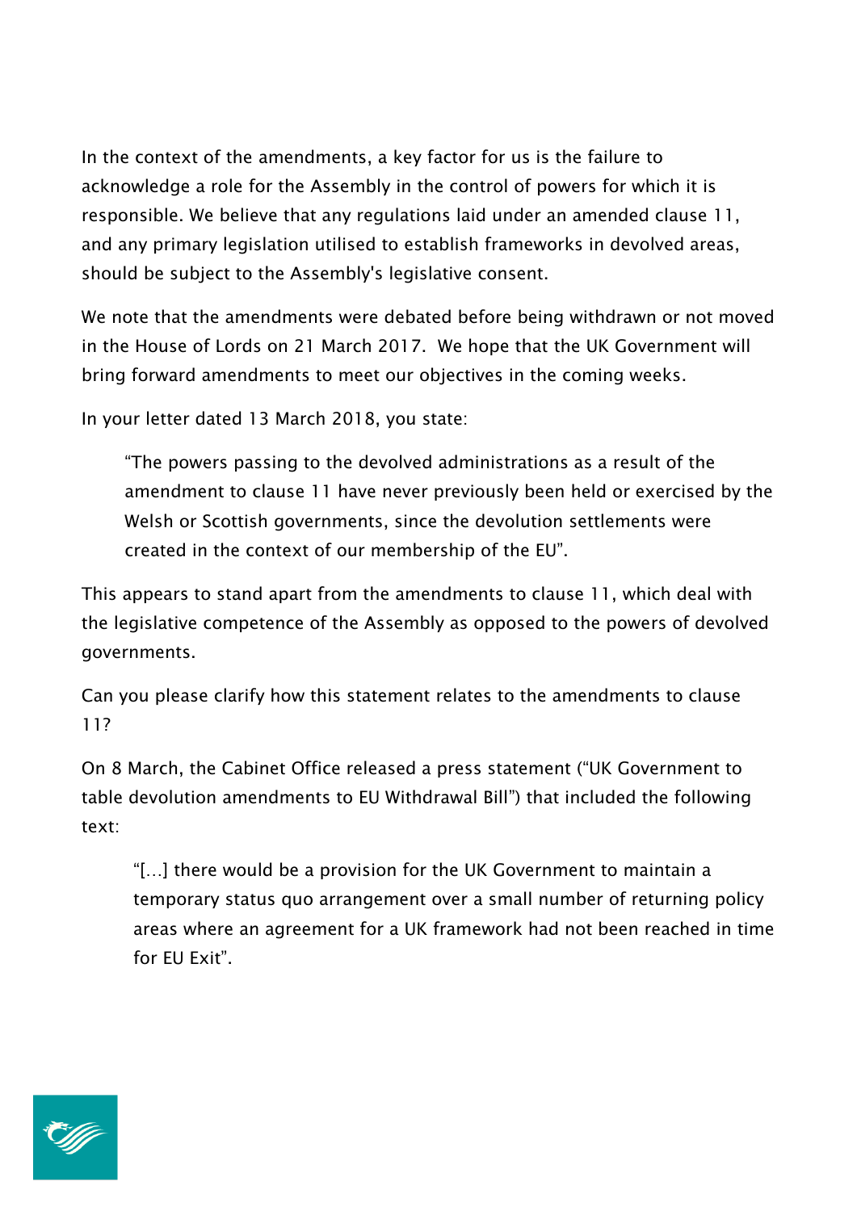In the context of the amendments, a key factor for us is the failure to acknowledge a role for the Assembly in the control of powers for which it is responsible. We believe that any regulations laid under an amended clause 11, and any primary legislation utilised to establish frameworks in devolved areas, should be subject to the Assembly's legislative consent.

We note that the amendments were debated before being withdrawn or not moved in the House of Lords on 21 March 2017. We hope that the UK Government will bring forward amendments to meet our objectives in the coming weeks.

In your letter dated 13 March 2018, you state:

> "The powers passing to the devolved administrations as a result of the amendment to clause 11 have never previously been held or exercised by the Welsh or Scottish governments, since the devolution settlements were created in the context of our membership of the EU".

This appears to stand apart from the amendments to clause 11, which deal with the legislative competence of the Assembly as opposed to the powers of devolved governments.

Can you please clarify how this statement relates to the amendments to clause 11?

On 8 March, the Cabinet Office released a press statement ("UK Government to table devolution amendments to EU Withdrawal Bill") that included the following text:

> "[…] there would be a provision for the UK Government to maintain a temporary status quo arrangement over a small number of returning policy areas where an agreement for a UK framework had not been reached in time for EU Exit".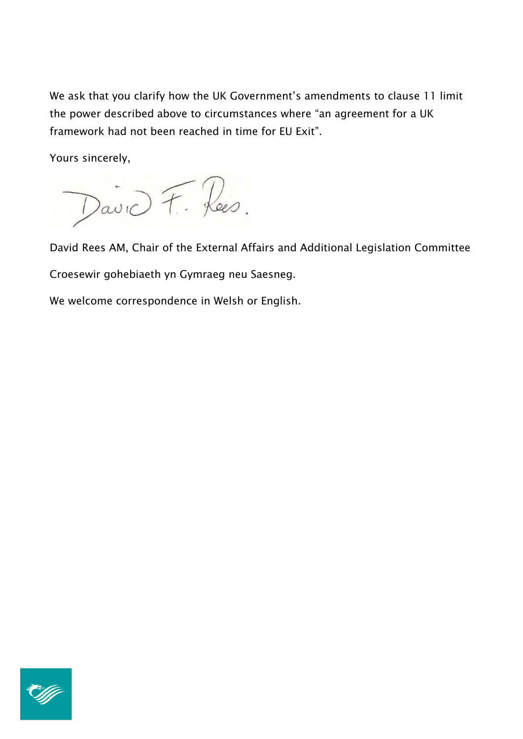We ask that you clarify how the UK Government's amendments to clause 11 limit the power described above to circumstances where "an agreement for a UK framework had not been reached in time for EU Exit".

Yours sincerely,

David Rees AM, Chair of the External Affairs and Additional Legislation Committee

Croesewir gohebiaeth yn Gymraeg neu Saesneg.

We welcome correspondence in Welsh or English.